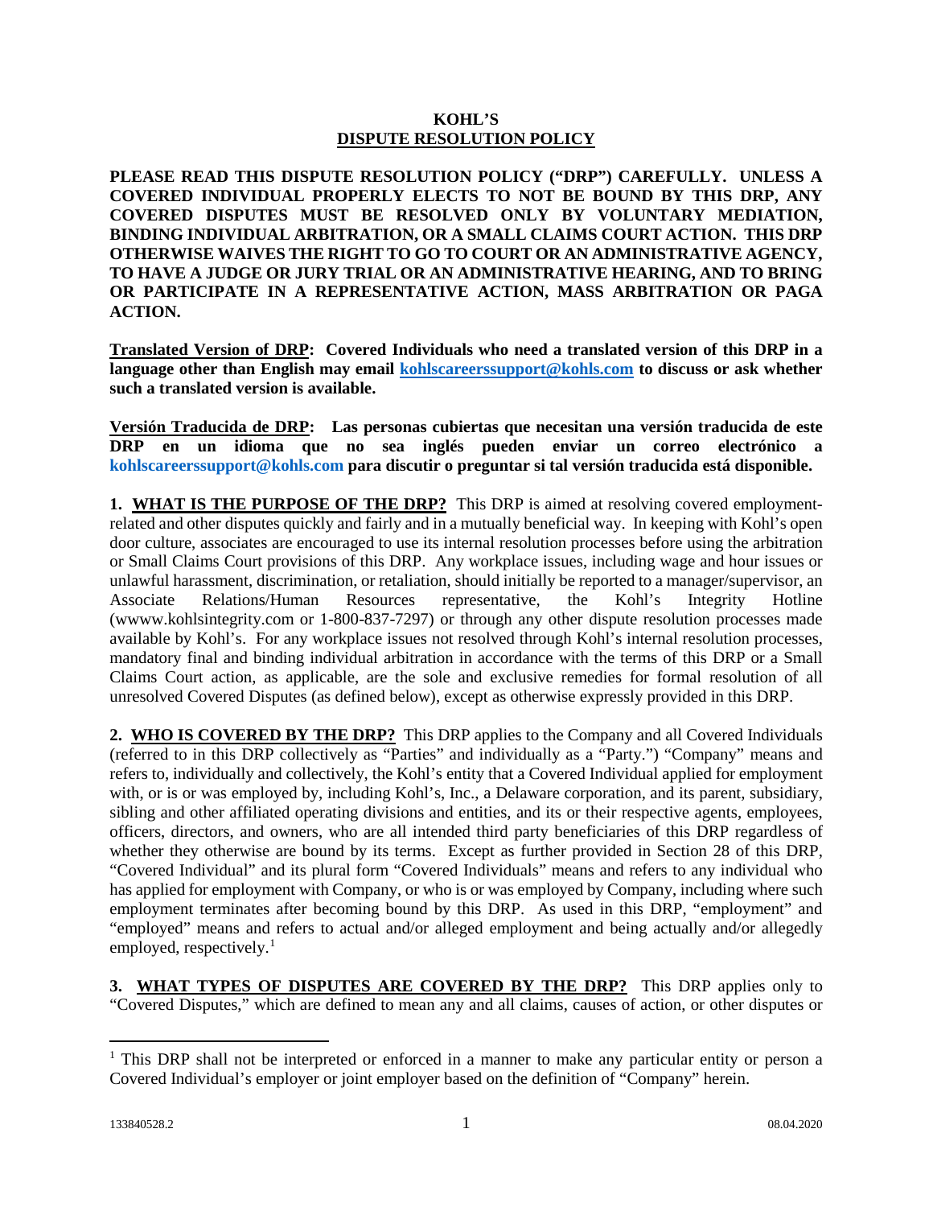# KOHL'S
## DISPUTE RESOLUTION POLICY

**PLEASE READ THIS DISPUTE RESOLUTION POLICY ("DRP") CAREFULLY. UNLESS A COVERED INDIVIDUAL PROPERLY ELECTS TO NOT BE BOUND BY THIS DRP, ANY COVERED DISPUTES MUST BE RESOLVED ONLY BY VOLUNTARY MEDIATION, BINDING INDIVIDUAL ARBITRATION, OR A SMALL CLAIMS COURT ACTION. THIS DRP OTHERWISE WAIVES THE RIGHT TO GO TO COURT OR AN ADMINISTRATIVE AGENCY, TO HAVE A JUDGE OR JURY TRIAL OR AN ADMINISTRATIVE HEARING, AND TO BRING OR PARTICIPATE IN A REPRESENTATIVE ACTION, MASS ARBITRATION OR PAGA ACTION.**

**Translated Version of DRP: Covered Individuals who need a translated version of this DRP in a language other than English may email kohlscareerssupport@kohls.com to discuss or ask whether such a translated version is available.**

**Versión Traducida de DRP: Las personas cubiertas que necesitan una versión traducida de este DRP en un idioma que no sea inglés pueden enviar un correo electrónico a kohlscareerssupport@kohls.com para discutir o preguntar si tal versión traducida está disponible.**

**1. WHAT IS THE PURPOSE OF THE DRP?** This DRP is aimed at resolving covered employment-related and other disputes quickly and fairly and in a mutually beneficial way. In keeping with Kohl's open door culture, associates are encouraged to use its internal resolution processes before using the arbitration or Small Claims Court provisions of this DRP. Any workplace issues, including wage and hour issues or unlawful harassment, discrimination, or retaliation, should initially be reported to a manager/supervisor, an Associate Relations/Human Resources representative, the Kohl's Integrity Hotline (wwww.kohlsintegrity.com or 1-800-837-7297) or through any other dispute resolution processes made available by Kohl's. For any workplace issues not resolved through Kohl's internal resolution processes, mandatory final and binding individual arbitration in accordance with the terms of this DRP or a Small Claims Court action, as applicable, are the sole and exclusive remedies for formal resolution of all unresolved Covered Disputes (as defined below), except as otherwise expressly provided in this DRP.

**2. WHO IS COVERED BY THE DRP?** This DRP applies to the Company and all Covered Individuals (referred to in this DRP collectively as "Parties" and individually as a "Party.") "Company" means and refers to, individually and collectively, the Kohl's entity that a Covered Individual applied for employment with, or is or was employed by, including Kohl's, Inc., a Delaware corporation, and its parent, subsidiary, sibling and other affiliated operating divisions and entities, and its or their respective agents, employees, officers, directors, and owners, who are all intended third party beneficiaries of this DRP regardless of whether they otherwise are bound by its terms. Except as further provided in Section 28 of this DRP, "Covered Individual" and its plural form "Covered Individuals" means and refers to any individual who has applied for employment with Company, or who is or was employed by Company, including where such employment terminates after becoming bound by this DRP. As used in this DRP, "employment" and "employed" means and refers to actual and/or alleged employment and being actually and/or allegedly employed, respectively.[1]

**3. WHAT TYPES OF DISPUTES ARE COVERED BY THE DRP?** This DRP applies only to "Covered Disputes," which are defined to mean any and all claims, causes of action, or other disputes or

---

[1] This DRP shall not be interpreted or enforced in a manner to make any particular entity or person a Covered Individual's employer or joint employer based on the definition of "Company" herein.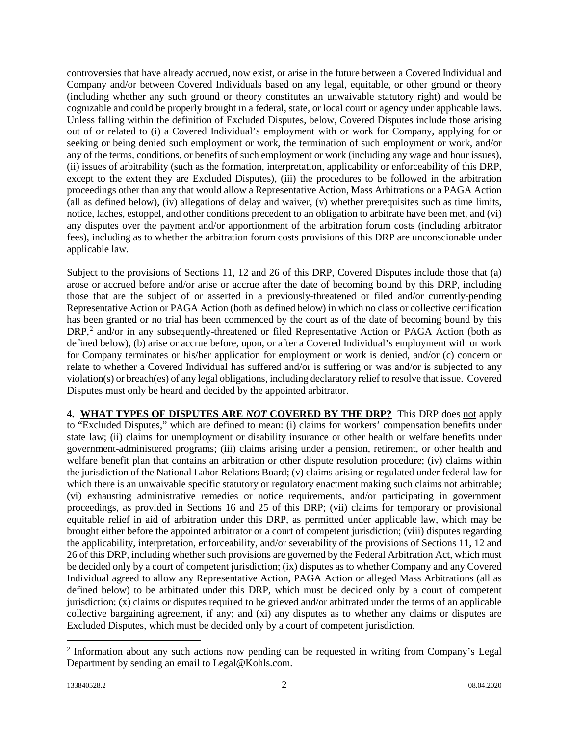controversies that have already accrued, now exist, or arise in the future between a Covered Individual and Company and/or between Covered Individuals based on any legal, equitable, or other ground or theory (including whether any such ground or theory constitutes an unwaivable statutory right) and would be cognizable and could be properly brought in a federal, state, or local court or agency under applicable laws. Unless falling within the definition of Excluded Disputes, below, Covered Disputes include those arising out of or related to (i) a Covered Individual's employment with or work for Company, applying for or seeking or being denied such employment or work, the termination of such employment or work, and/or any of the terms, conditions, or benefits of such employment or work (including any wage and hour issues), (ii) issues of arbitrability (such as the formation, interpretation, applicability or enforceability of this DRP, except to the extent they are Excluded Disputes), (iii) the procedures to be followed in the arbitration proceedings other than any that would allow a Representative Action, Mass Arbitrations or a PAGA Action (all as defined below), (iv) allegations of delay and waiver, (v) whether prerequisites such as time limits, notice, laches, estoppel, and other conditions precedent to an obligation to arbitrate have been met, and (vi) any disputes over the payment and/or apportionment of the arbitration forum costs (including arbitrator fees), including as to whether the arbitration forum costs provisions of this DRP are unconscionable under applicable law.

Subject to the provisions of Sections 11, 12 and 26 of this DRP, Covered Disputes include those that (a) arose or accrued before and/or arise or accrue after the date of becoming bound by this DRP, including those that are the subject of or asserted in a previously-threatened or filed and/or currently-pending Representative Action or PAGA Action (both as defined below) in which no class or collective certification has been granted or no trial has been commenced by the court as of the date of becoming bound by this DRP,[2] and/or in any subsequently-threatened or filed Representative Action or PAGA Action (both as defined below), (b) arise or accrue before, upon, or after a Covered Individual's employment with or work for Company terminates or his/her application for employment or work is denied, and/or (c) concern or relate to whether a Covered Individual has suffered and/or is suffering or was and/or is subjected to any violation(s) or breach(es) of any legal obligations, including declaratory relief to resolve that issue. Covered Disputes must only be heard and decided by the appointed arbitrator.

**4. WHAT TYPES OF DISPUTES ARE *NOT* COVERED BY THE DRP?** This DRP does not apply to "Excluded Disputes," which are defined to mean: (i) claims for workers' compensation benefits under state law; (ii) claims for unemployment or disability insurance or other health or welfare benefits under government-administered programs; (iii) claims arising under a pension, retirement, or other health and welfare benefit plan that contains an arbitration or other dispute resolution procedure; (iv) claims within the jurisdiction of the National Labor Relations Board; (v) claims arising or regulated under federal law for which there is an unwaivable specific statutory or regulatory enactment making such claims not arbitrable; (vi) exhausting administrative remedies or notice requirements, and/or participating in government proceedings, as provided in Sections 16 and 25 of this DRP; (vii) claims for temporary or provisional equitable relief in aid of arbitration under this DRP, as permitted under applicable law, which may be brought either before the appointed arbitrator or a court of competent jurisdiction; (viii) disputes regarding the applicability, interpretation, enforceability, and/or severability of the provisions of Sections 11, 12 and 26 of this DRP, including whether such provisions are governed by the Federal Arbitration Act, which must be decided only by a court of competent jurisdiction; (ix) disputes as to whether Company and any Covered Individual agreed to allow any Representative Action, PAGA Action or alleged Mass Arbitrations (all as defined below) to be arbitrated under this DRP, which must be decided only by a court of competent jurisdiction; (x) claims or disputes required to be grieved and/or arbitrated under the terms of an applicable collective bargaining agreement, if any; and (xi) any disputes as to whether any claims or disputes are Excluded Disputes, which must be decided only by a court of competent jurisdiction.

---

[2] Information about any such actions now pending can be requested in writing from Company's Legal Department by sending an email to Legal@Kohls.com.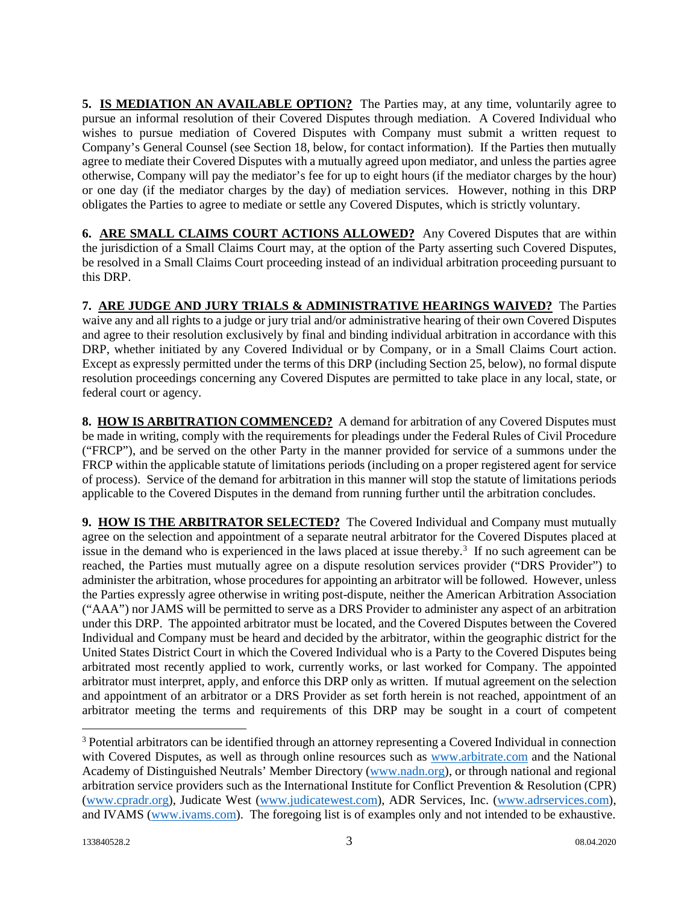**5. <u>IS MEDIATION AN AVAILABLE OPTION?</u>** The Parties may, at any time, voluntarily agree to pursue an informal resolution of their Covered Disputes through mediation. A Covered Individual who wishes to pursue mediation of Covered Disputes with Company must submit a written request to Company's General Counsel (see Section 18, below, for contact information). If the Parties then mutually agree to mediate their Covered Disputes with a mutually agreed upon mediator, and unless the parties agree otherwise, Company will pay the mediator's fee for up to eight hours (if the mediator charges by the hour) or one day (if the mediator charges by the day) of mediation services. However, nothing in this DRP obligates the Parties to agree to mediate or settle any Covered Disputes, which is strictly voluntary.

**6. <u>ARE SMALL CLAIMS COURT ACTIONS ALLOWED?</u>** Any Covered Disputes that are within the jurisdiction of a Small Claims Court may, at the option of the Party asserting such Covered Disputes, be resolved in a Small Claims Court proceeding instead of an individual arbitration proceeding pursuant to this DRP.

**7. <u>ARE JUDGE AND JURY TRIALS & ADMINISTRATIVE HEARINGS WAIVED?</u>** The Parties waive any and all rights to a judge or jury trial and/or administrative hearing of their own Covered Disputes and agree to their resolution exclusively by final and binding individual arbitration in accordance with this DRP, whether initiated by any Covered Individual or by Company, or in a Small Claims Court action. Except as expressly permitted under the terms of this DRP (including Section 25, below), no formal dispute resolution proceedings concerning any Covered Disputes are permitted to take place in any local, state, or federal court or agency.

**8. <u>HOW IS ARBITRATION COMMENCED?</u>** A demand for arbitration of any Covered Disputes must be made in writing, comply with the requirements for pleadings under the Federal Rules of Civil Procedure ("FRCP"), and be served on the other Party in the manner provided for service of a summons under the FRCP within the applicable statute of limitations periods (including on a proper registered agent for service of process). Service of the demand for arbitration in this manner will stop the statute of limitations periods applicable to the Covered Disputes in the demand from running further until the arbitration concludes.

**9. <u>HOW IS THE ARBITRATOR SELECTED?</u>** The Covered Individual and Company must mutually agree on the selection and appointment of a separate neutral arbitrator for the Covered Disputes placed at issue in the demand who is experienced in the laws placed at issue thereby.[3] If no such agreement can be reached, the Parties must mutually agree on a dispute resolution services provider ("DRS Provider") to administer the arbitration, whose procedures for appointing an arbitrator will be followed. However, unless the Parties expressly agree otherwise in writing post-dispute, neither the American Arbitration Association ("AAA") nor JAMS will be permitted to serve as a DRS Provider to administer any aspect of an arbitration under this DRP. The appointed arbitrator must be located, and the Covered Disputes between the Covered Individual and Company must be heard and decided by the arbitrator, within the geographic district for the United States District Court in which the Covered Individual who is a Party to the Covered Disputes being arbitrated most recently applied to work, currently works, or last worked for Company. The appointed arbitrator must interpret, apply, and enforce this DRP only as written. If mutual agreement on the selection and appointment of an arbitrator or a DRS Provider as set forth herein is not reached, appointment of an arbitrator meeting the terms and requirements of this DRP may be sought in a court of competent

---

[3] Potential arbitrators can be identified through an attorney representing a Covered Individual in connection with Covered Disputes, as well as through online resources such as www.arbitrate.com and the National Academy of Distinguished Neutrals' Member Directory (www.nadn.org), or through national and regional arbitration service providers such as the International Institute for Conflict Prevention & Resolution (CPR) (www.cpradr.org), Judicate West (www.judicatewest.com), ADR Services, Inc. (www.adrservices.com), and IVAMS (www.ivams.com). The foregoing list is of examples only and not intended to be exhaustive.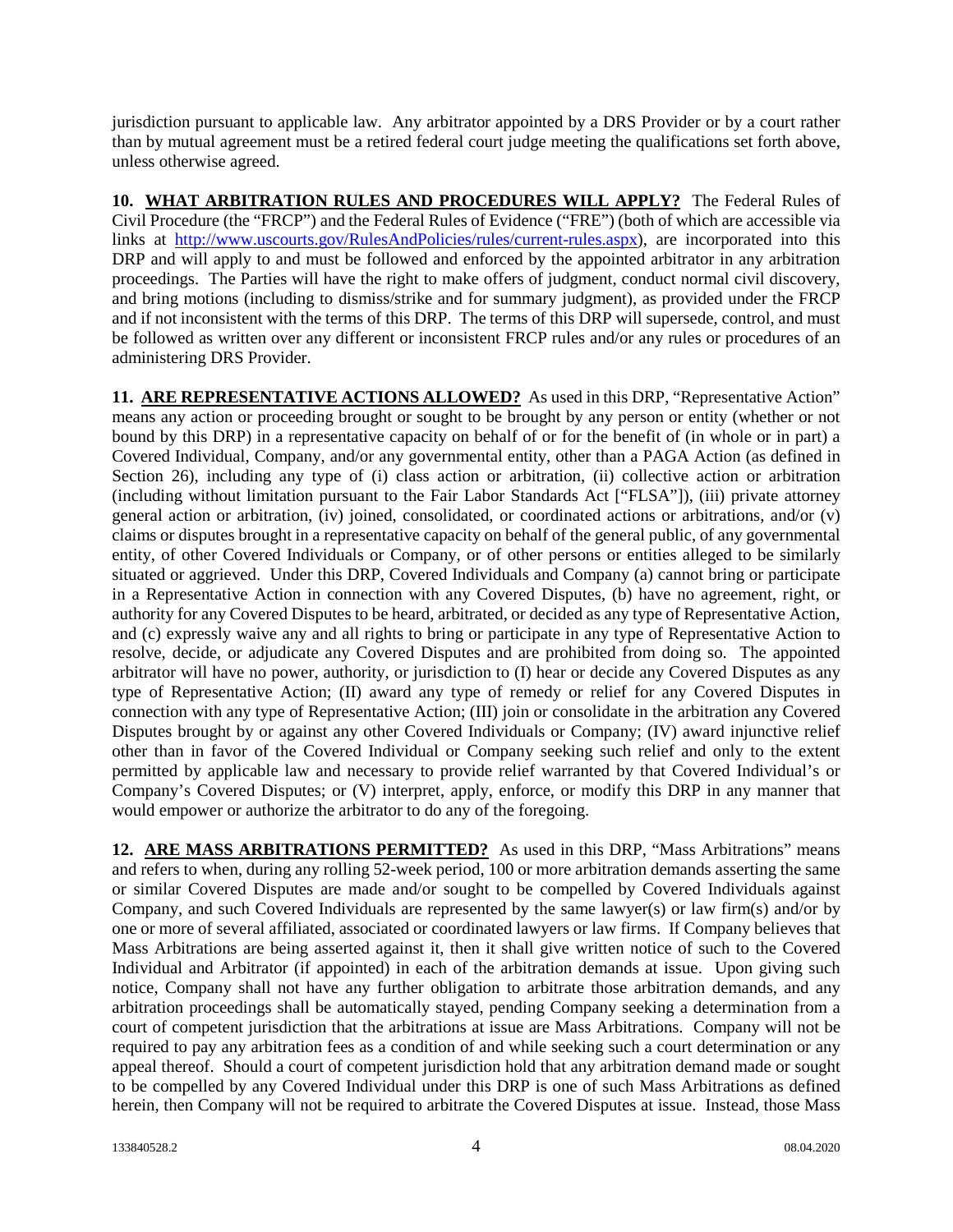jurisdiction pursuant to applicable law. Any arbitrator appointed by a DRS Provider or by a court rather than by mutual agreement must be a retired federal court judge meeting the qualifications set forth above, unless otherwise agreed.

**10. WHAT ARBITRATION RULES AND PROCEDURES WILL APPLY?** The Federal Rules of Civil Procedure (the "FRCP") and the Federal Rules of Evidence ("FRE") (both of which are accessible via links at http://www.uscourts.gov/RulesAndPolicies/rules/current-rules.aspx), are incorporated into this DRP and will apply to and must be followed and enforced by the appointed arbitrator in any arbitration proceedings. The Parties will have the right to make offers of judgment, conduct normal civil discovery, and bring motions (including to dismiss/strike and for summary judgment), as provided under the FRCP and if not inconsistent with the terms of this DRP. The terms of this DRP will supersede, control, and must be followed as written over any different or inconsistent FRCP rules and/or any rules or procedures of an administering DRS Provider.

**11. ARE REPRESENTATIVE ACTIONS ALLOWED?** As used in this DRP, "Representative Action" means any action or proceeding brought or sought to be brought by any person or entity (whether or not bound by this DRP) in a representative capacity on behalf of or for the benefit of (in whole or in part) a Covered Individual, Company, and/or any governmental entity, other than a PAGA Action (as defined in Section 26), including any type of (i) class action or arbitration, (ii) collective action or arbitration (including without limitation pursuant to the Fair Labor Standards Act ["FLSA"]), (iii) private attorney general action or arbitration, (iv) joined, consolidated, or coordinated actions or arbitrations, and/or (v) claims or disputes brought in a representative capacity on behalf of the general public, of any governmental entity, of other Covered Individuals or Company, or of other persons or entities alleged to be similarly situated or aggrieved. Under this DRP, Covered Individuals and Company (a) cannot bring or participate in a Representative Action in connection with any Covered Disputes, (b) have no agreement, right, or authority for any Covered Disputes to be heard, arbitrated, or decided as any type of Representative Action, and (c) expressly waive any and all rights to bring or participate in any type of Representative Action to resolve, decide, or adjudicate any Covered Disputes and are prohibited from doing so. The appointed arbitrator will have no power, authority, or jurisdiction to (I) hear or decide any Covered Disputes as any type of Representative Action; (II) award any type of remedy or relief for any Covered Disputes in connection with any type of Representative Action; (III) join or consolidate in the arbitration any Covered Disputes brought by or against any other Covered Individuals or Company; (IV) award injunctive relief other than in favor of the Covered Individual or Company seeking such relief and only to the extent permitted by applicable law and necessary to provide relief warranted by that Covered Individual's or Company's Covered Disputes; or (V) interpret, apply, enforce, or modify this DRP in any manner that would empower or authorize the arbitrator to do any of the foregoing.

**12. ARE MASS ARBITRATIONS PERMITTED?** As used in this DRP, "Mass Arbitrations" means and refers to when, during any rolling 52-week period, 100 or more arbitration demands asserting the same or similar Covered Disputes are made and/or sought to be compelled by Covered Individuals against Company, and such Covered Individuals are represented by the same lawyer(s) or law firm(s) and/or by one or more of several affiliated, associated or coordinated lawyers or law firms. If Company believes that Mass Arbitrations are being asserted against it, then it shall give written notice of such to the Covered Individual and Arbitrator (if appointed) in each of the arbitration demands at issue. Upon giving such notice, Company shall not have any further obligation to arbitrate those arbitration demands, and any arbitration proceedings shall be automatically stayed, pending Company seeking a determination from a court of competent jurisdiction that the arbitrations at issue are Mass Arbitrations. Company will not be required to pay any arbitration fees as a condition of and while seeking such a court determination or any appeal thereof. Should a court of competent jurisdiction hold that any arbitration demand made or sought to be compelled by any Covered Individual under this DRP is one of such Mass Arbitrations as defined herein, then Company will not be required to arbitrate the Covered Disputes at issue. Instead, those Mass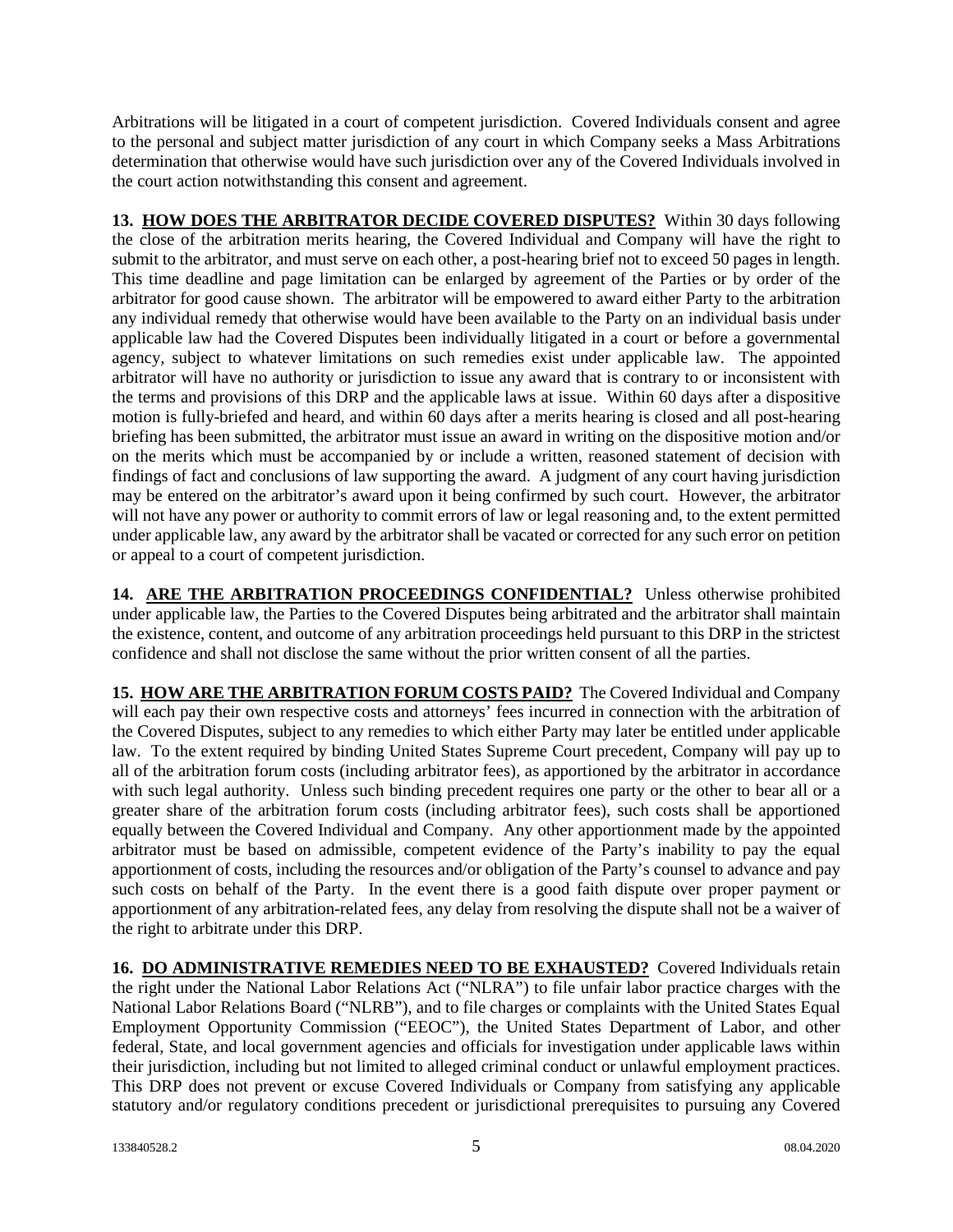Arbitrations will be litigated in a court of competent jurisdiction. Covered Individuals consent and agree to the personal and subject matter jurisdiction of any court in which Company seeks a Mass Arbitrations determination that otherwise would have such jurisdiction over any of the Covered Individuals involved in the court action notwithstanding this consent and agreement.

**13. HOW DOES THE ARBITRATOR DECIDE COVERED DISPUTES?** Within 30 days following the close of the arbitration merits hearing, the Covered Individual and Company will have the right to submit to the arbitrator, and must serve on each other, a post-hearing brief not to exceed 50 pages in length. This time deadline and page limitation can be enlarged by agreement of the Parties or by order of the arbitrator for good cause shown. The arbitrator will be empowered to award either Party to the arbitration any individual remedy that otherwise would have been available to the Party on an individual basis under applicable law had the Covered Disputes been individually litigated in a court or before a governmental agency, subject to whatever limitations on such remedies exist under applicable law. The appointed arbitrator will have no authority or jurisdiction to issue any award that is contrary to or inconsistent with the terms and provisions of this DRP and the applicable laws at issue. Within 60 days after a dispositive motion is fully-briefed and heard, and within 60 days after a merits hearing is closed and all post-hearing briefing has been submitted, the arbitrator must issue an award in writing on the dispositive motion and/or on the merits which must be accompanied by or include a written, reasoned statement of decision with findings of fact and conclusions of law supporting the award. A judgment of any court having jurisdiction may be entered on the arbitrator's award upon it being confirmed by such court. However, the arbitrator will not have any power or authority to commit errors of law or legal reasoning and, to the extent permitted under applicable law, any award by the arbitrator shall be vacated or corrected for any such error on petition or appeal to a court of competent jurisdiction.

**14. ARE THE ARBITRATION PROCEEDINGS CONFIDENTIAL?** Unless otherwise prohibited under applicable law, the Parties to the Covered Disputes being arbitrated and the arbitrator shall maintain the existence, content, and outcome of any arbitration proceedings held pursuant to this DRP in the strictest confidence and shall not disclose the same without the prior written consent of all the parties.

**15. HOW ARE THE ARBITRATION FORUM COSTS PAID?** The Covered Individual and Company will each pay their own respective costs and attorneys' fees incurred in connection with the arbitration of the Covered Disputes, subject to any remedies to which either Party may later be entitled under applicable law. To the extent required by binding United States Supreme Court precedent, Company will pay up to all of the arbitration forum costs (including arbitrator fees), as apportioned by the arbitrator in accordance with such legal authority. Unless such binding precedent requires one party or the other to bear all or a greater share of the arbitration forum costs (including arbitrator fees), such costs shall be apportioned equally between the Covered Individual and Company. Any other apportionment made by the appointed arbitrator must be based on admissible, competent evidence of the Party's inability to pay the equal apportionment of costs, including the resources and/or obligation of the Party's counsel to advance and pay such costs on behalf of the Party. In the event there is a good faith dispute over proper payment or apportionment of any arbitration-related fees, any delay from resolving the dispute shall not be a waiver of the right to arbitrate under this DRP.

**16. DO ADMINISTRATIVE REMEDIES NEED TO BE EXHAUSTED?** Covered Individuals retain the right under the National Labor Relations Act ("NLRA") to file unfair labor practice charges with the National Labor Relations Board ("NLRB"), and to file charges or complaints with the United States Equal Employment Opportunity Commission ("EEOC"), the United States Department of Labor, and other federal, State, and local government agencies and officials for investigation under applicable laws within their jurisdiction, including but not limited to alleged criminal conduct or unlawful employment practices. This DRP does not prevent or excuse Covered Individuals or Company from satisfying any applicable statutory and/or regulatory conditions precedent or jurisdictional prerequisites to pursuing any Covered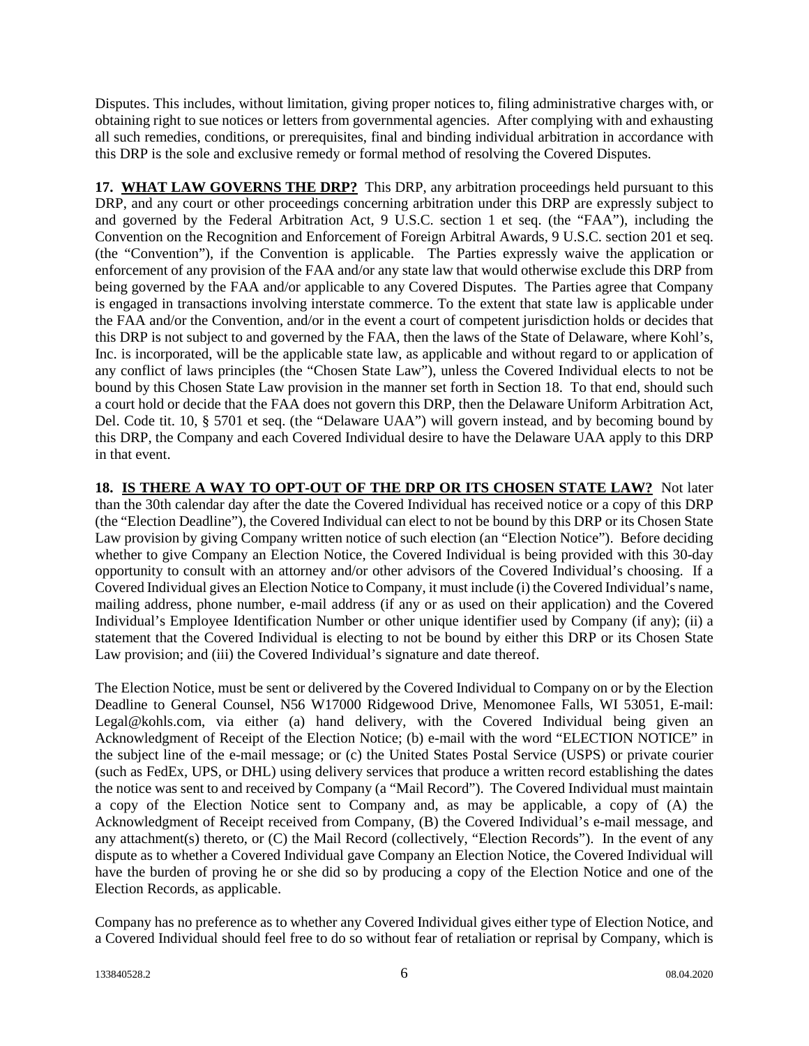Disputes. This includes, without limitation, giving proper notices to, filing administrative charges with, or obtaining right to sue notices or letters from governmental agencies. After complying with and exhausting all such remedies, conditions, or prerequisites, final and binding individual arbitration in accordance with this DRP is the sole and exclusive remedy or formal method of resolving the Covered Disputes.

**17. WHAT LAW GOVERNS THE DRP?** This DRP, any arbitration proceedings held pursuant to this DRP, and any court or other proceedings concerning arbitration under this DRP are expressly subject to and governed by the Federal Arbitration Act, 9 U.S.C. section 1 et seq. (the "FAA"), including the Convention on the Recognition and Enforcement of Foreign Arbitral Awards, 9 U.S.C. section 201 et seq. (the "Convention"), if the Convention is applicable. The Parties expressly waive the application or enforcement of any provision of the FAA and/or any state law that would otherwise exclude this DRP from being governed by the FAA and/or applicable to any Covered Disputes. The Parties agree that Company is engaged in transactions involving interstate commerce. To the extent that state law is applicable under the FAA and/or the Convention, and/or in the event a court of competent jurisdiction holds or decides that this DRP is not subject to and governed by the FAA, then the laws of the State of Delaware, where Kohl's, Inc. is incorporated, will be the applicable state law, as applicable and without regard to or application of any conflict of laws principles (the "Chosen State Law"), unless the Covered Individual elects to not be bound by this Chosen State Law provision in the manner set forth in Section 18. To that end, should such a court hold or decide that the FAA does not govern this DRP, then the Delaware Uniform Arbitration Act, Del. Code tit. 10, § 5701 et seq. (the "Delaware UAA") will govern instead, and by becoming bound by this DRP, the Company and each Covered Individual desire to have the Delaware UAA apply to this DRP in that event.

**18. IS THERE A WAY TO OPT-OUT OF THE DRP OR ITS CHOSEN STATE LAW?** Not later than the 30th calendar day after the date the Covered Individual has received notice or a copy of this DRP (the "Election Deadline"), the Covered Individual can elect to not be bound by this DRP or its Chosen State Law provision by giving Company written notice of such election (an "Election Notice"). Before deciding whether to give Company an Election Notice, the Covered Individual is being provided with this 30-day opportunity to consult with an attorney and/or other advisors of the Covered Individual's choosing. If a Covered Individual gives an Election Notice to Company, it must include (i) the Covered Individual's name, mailing address, phone number, e-mail address (if any or as used on their application) and the Covered Individual's Employee Identification Number or other unique identifier used by Company (if any); (ii) a statement that the Covered Individual is electing to not be bound by either this DRP or its Chosen State Law provision; and (iii) the Covered Individual's signature and date thereof.

The Election Notice, must be sent or delivered by the Covered Individual to Company on or by the Election Deadline to General Counsel, N56 W17000 Ridgewood Drive, Menomonee Falls, WI 53051, E-mail: Legal@kohls.com, via either (a) hand delivery, with the Covered Individual being given an Acknowledgment of Receipt of the Election Notice; (b) e-mail with the word "ELECTION NOTICE" in the subject line of the e-mail message; or (c) the United States Postal Service (USPS) or private courier (such as FedEx, UPS, or DHL) using delivery services that produce a written record establishing the dates the notice was sent to and received by Company (a "Mail Record"). The Covered Individual must maintain a copy of the Election Notice sent to Company and, as may be applicable, a copy of (A) the Acknowledgment of Receipt received from Company, (B) the Covered Individual's e-mail message, and any attachment(s) thereto, or (C) the Mail Record (collectively, "Election Records"). In the event of any dispute as to whether a Covered Individual gave Company an Election Notice, the Covered Individual will have the burden of proving he or she did so by producing a copy of the Election Notice and one of the Election Records, as applicable.

Company has no preference as to whether any Covered Individual gives either type of Election Notice, and a Covered Individual should feel free to do so without fear of retaliation or reprisal by Company, which is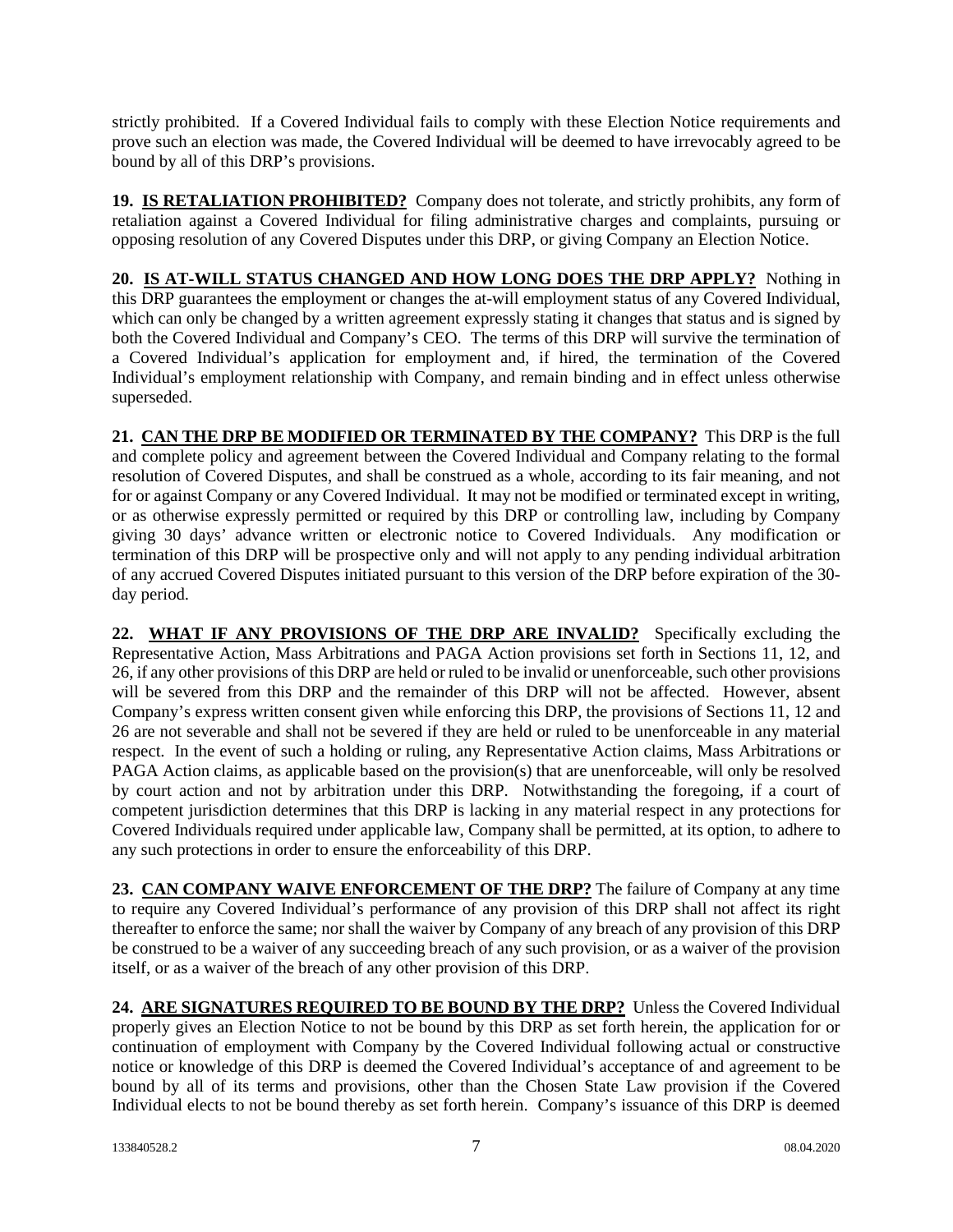strictly prohibited. If a Covered Individual fails to comply with these Election Notice requirements and prove such an election was made, the Covered Individual will be deemed to have irrevocably agreed to be bound by all of this DRP's provisions.

**19. <u>IS RETALIATION PROHIBITED?</u>** Company does not tolerate, and strictly prohibits, any form of retaliation against a Covered Individual for filing administrative charges and complaints, pursuing or opposing resolution of any Covered Disputes under this DRP, or giving Company an Election Notice.

**20. <u>IS AT-WILL STATUS CHANGED AND HOW LONG DOES THE DRP APPLY?</u>** Nothing in this DRP guarantees the employment or changes the at-will employment status of any Covered Individual, which can only be changed by a written agreement expressly stating it changes that status and is signed by both the Covered Individual and Company's CEO. The terms of this DRP will survive the termination of a Covered Individual's application for employment and, if hired, the termination of the Covered Individual's employment relationship with Company, and remain binding and in effect unless otherwise superseded.

**21. <u>CAN THE DRP BE MODIFIED OR TERMINATED BY THE COMPANY?</u>** This DRP is the full and complete policy and agreement between the Covered Individual and Company relating to the formal resolution of Covered Disputes, and shall be construed as a whole, according to its fair meaning, and not for or against Company or any Covered Individual. It may not be modified or terminated except in writing, or as otherwise expressly permitted or required by this DRP or controlling law, including by Company giving 30 days' advance written or electronic notice to Covered Individuals. Any modification or termination of this DRP will be prospective only and will not apply to any pending individual arbitration of any accrued Covered Disputes initiated pursuant to this version of the DRP before expiration of the 30-day period.

**22. <u>WHAT IF ANY PROVISIONS OF THE DRP ARE INVALID?</u>** Specifically excluding the Representative Action, Mass Arbitrations and PAGA Action provisions set forth in Sections 11, 12, and 26, if any other provisions of this DRP are held or ruled to be invalid or unenforceable, such other provisions will be severed from this DRP and the remainder of this DRP will not be affected. However, absent Company's express written consent given while enforcing this DRP, the provisions of Sections 11, 12 and 26 are not severable and shall not be severed if they are held or ruled to be unenforceable in any material respect. In the event of such a holding or ruling, any Representative Action claims, Mass Arbitrations or PAGA Action claims, as applicable based on the provision(s) that are unenforceable, will only be resolved by court action and not by arbitration under this DRP. Notwithstanding the foregoing, if a court of competent jurisdiction determines that this DRP is lacking in any material respect in any protections for Covered Individuals required under applicable law, Company shall be permitted, at its option, to adhere to any such protections in order to ensure the enforceability of this DRP.

**23. <u>CAN COMPANY WAIVE ENFORCEMENT OF THE DRP?</u>** The failure of Company at any time to require any Covered Individual's performance of any provision of this DRP shall not affect its right thereafter to enforce the same; nor shall the waiver by Company of any breach of any provision of this DRP be construed to be a waiver of any succeeding breach of any such provision, or as a waiver of the provision itself, or as a waiver of the breach of any other provision of this DRP.

**24. <u>ARE SIGNATURES REQUIRED TO BE BOUND BY THE DRP?</u>** Unless the Covered Individual properly gives an Election Notice to not be bound by this DRP as set forth herein, the application for or continuation of employment with Company by the Covered Individual following actual or constructive notice or knowledge of this DRP is deemed the Covered Individual's acceptance of and agreement to be bound by all of its terms and provisions, other than the Chosen State Law provision if the Covered Individual elects to not be bound thereby as set forth herein. Company's issuance of this DRP is deemed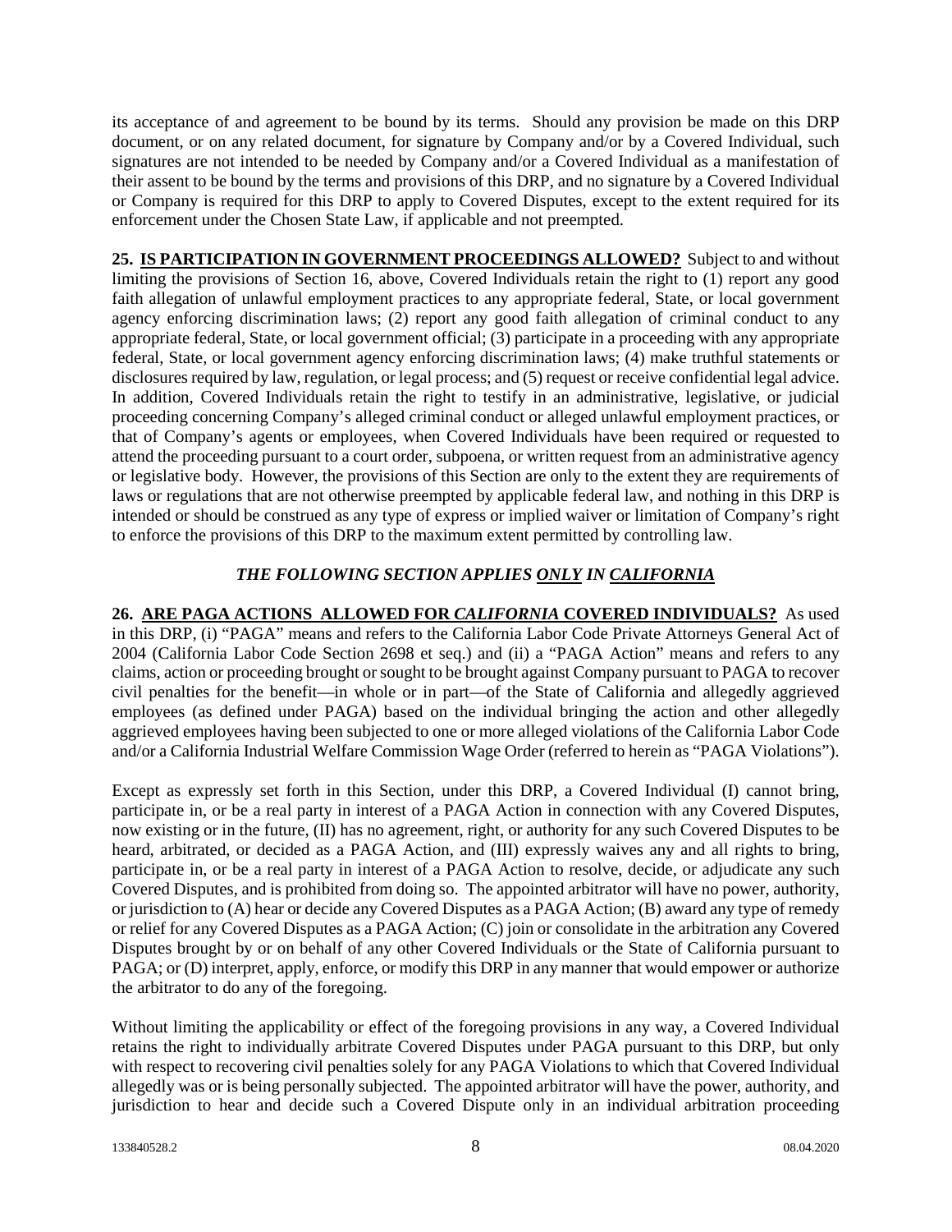its acceptance of and agreement to be bound by its terms. Should any provision be made on this DRP document, or on any related document, for signature by Company and/or by a Covered Individual, such signatures are not intended to be needed by Company and/or a Covered Individual as a manifestation of their assent to be bound by the terms and provisions of this DRP, and no signature by a Covered Individual or Company is required for this DRP to apply to Covered Disputes, except to the extent required for its enforcement under the Chosen State Law, if applicable and not preempted.

**25. <u>IS PARTICIPATION IN GOVERNMENT PROCEEDINGS ALLOWED?</u>** Subject to and without limiting the provisions of Section 16, above, Covered Individuals retain the right to (1) report any good faith allegation of unlawful employment practices to any appropriate federal, State, or local government agency enforcing discrimination laws; (2) report any good faith allegation of criminal conduct to any appropriate federal, State, or local government official; (3) participate in a proceeding with any appropriate federal, State, or local government agency enforcing discrimination laws; (4) make truthful statements or disclosures required by law, regulation, or legal process; and (5) request or receive confidential legal advice. In addition, Covered Individuals retain the right to testify in an administrative, legislative, or judicial proceeding concerning Company's alleged criminal conduct or alleged unlawful employment practices, or that of Company's agents or employees, when Covered Individuals have been required or requested to attend the proceeding pursuant to a court order, subpoena, or written request from an administrative agency or legislative body. However, the provisions of this Section are only to the extent they are requirements of laws or regulations that are not otherwise preempted by applicable federal law, and nothing in this DRP is intended or should be construed as any type of express or implied waiver or limitation of Company's right to enforce the provisions of this DRP to the maximum extent permitted by controlling law.

***THE FOLLOWING SECTION APPLIES <u>ONLY</u> IN <u>CALIFORNIA</u>***

**26. <u>ARE PAGA ACTIONS ALLOWED FOR *CALIFORNIA* COVERED INDIVIDUALS?</u>** As used in this DRP, (i) "PAGA" means and refers to the California Labor Code Private Attorneys General Act of 2004 (California Labor Code Section 2698 et seq.) and (ii) a "PAGA Action" means and refers to any claims, action or proceeding brought or sought to be brought against Company pursuant to PAGA to recover civil penalties for the benefit—in whole or in part—of the State of California and allegedly aggrieved employees (as defined under PAGA) based on the individual bringing the action and other allegedly aggrieved employees having been subjected to one or more alleged violations of the California Labor Code and/or a California Industrial Welfare Commission Wage Order (referred to herein as "PAGA Violations").

Except as expressly set forth in this Section, under this DRP, a Covered Individual (I) cannot bring, participate in, or be a real party in interest of a PAGA Action in connection with any Covered Disputes, now existing or in the future, (II) has no agreement, right, or authority for any such Covered Disputes to be heard, arbitrated, or decided as a PAGA Action, and (III) expressly waives any and all rights to bring, participate in, or be a real party in interest of a PAGA Action to resolve, decide, or adjudicate any such Covered Disputes, and is prohibited from doing so. The appointed arbitrator will have no power, authority, or jurisdiction to (A) hear or decide any Covered Disputes as a PAGA Action; (B) award any type of remedy or relief for any Covered Disputes as a PAGA Action; (C) join or consolidate in the arbitration any Covered Disputes brought by or on behalf of any other Covered Individuals or the State of California pursuant to PAGA; or (D) interpret, apply, enforce, or modify this DRP in any manner that would empower or authorize the arbitrator to do any of the foregoing.

Without limiting the applicability or effect of the foregoing provisions in any way, a Covered Individual retains the right to individually arbitrate Covered Disputes under PAGA pursuant to this DRP, but only with respect to recovering civil penalties solely for any PAGA Violations to which that Covered Individual allegedly was or is being personally subjected. The appointed arbitrator will have the power, authority, and jurisdiction to hear and decide such a Covered Dispute only in an individual arbitration proceeding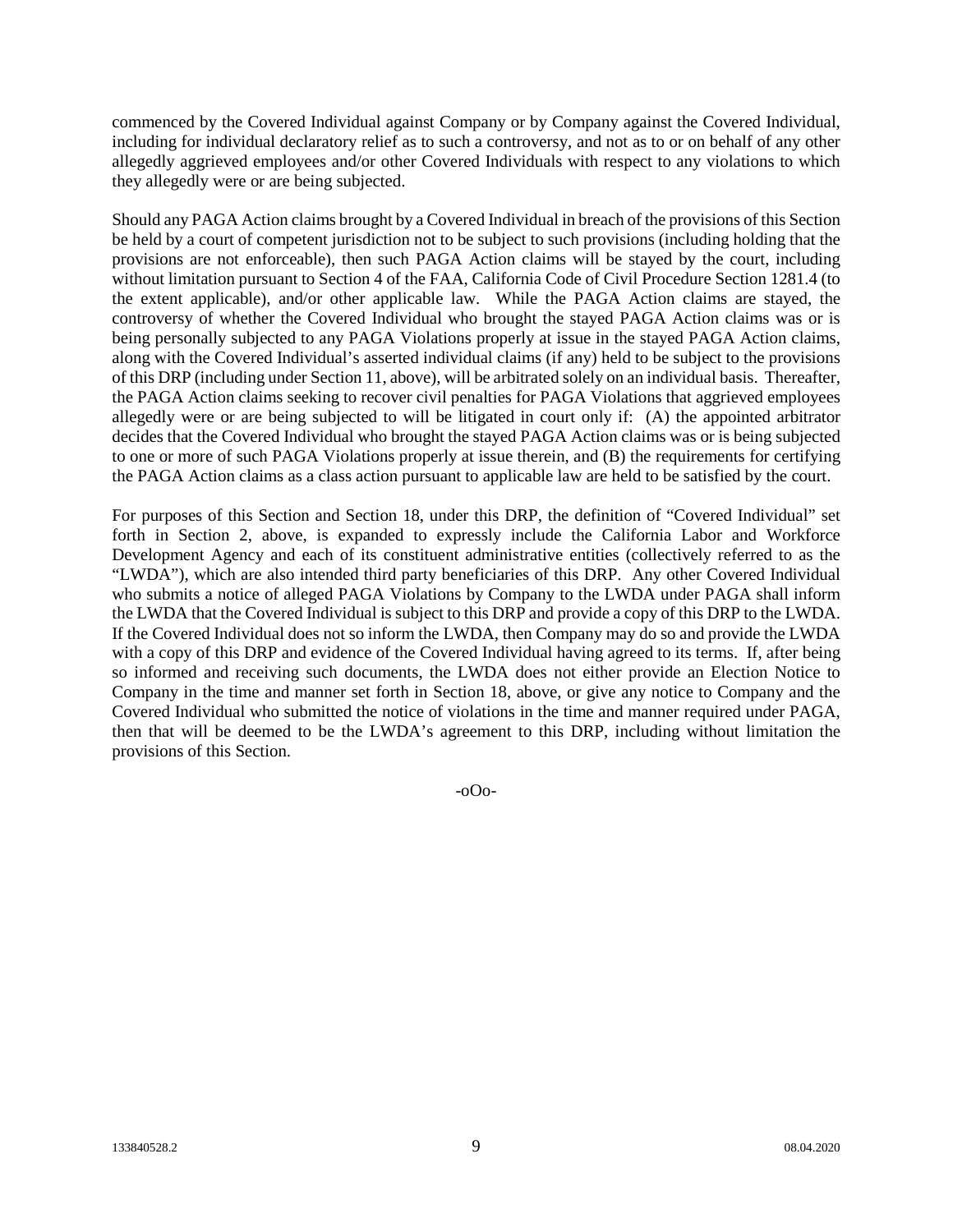commenced by the Covered Individual against Company or by Company against the Covered Individual, including for individual declaratory relief as to such a controversy, and not as to or on behalf of any other allegedly aggrieved employees and/or other Covered Individuals with respect to any violations to which they allegedly were or are being subjected.

Should any PAGA Action claims brought by a Covered Individual in breach of the provisions of this Section be held by a court of competent jurisdiction not to be subject to such provisions (including holding that the provisions are not enforceable), then such PAGA Action claims will be stayed by the court, including without limitation pursuant to Section 4 of the FAA, California Code of Civil Procedure Section 1281.4 (to the extent applicable), and/or other applicable law. While the PAGA Action claims are stayed, the controversy of whether the Covered Individual who brought the stayed PAGA Action claims was or is being personally subjected to any PAGA Violations properly at issue in the stayed PAGA Action claims, along with the Covered Individual's asserted individual claims (if any) held to be subject to the provisions of this DRP (including under Section 11, above), will be arbitrated solely on an individual basis. Thereafter, the PAGA Action claims seeking to recover civil penalties for PAGA Violations that aggrieved employees allegedly were or are being subjected to will be litigated in court only if: (A) the appointed arbitrator decides that the Covered Individual who brought the stayed PAGA Action claims was or is being subjected to one or more of such PAGA Violations properly at issue therein, and (B) the requirements for certifying the PAGA Action claims as a class action pursuant to applicable law are held to be satisfied by the court.

For purposes of this Section and Section 18, under this DRP, the definition of "Covered Individual" set forth in Section 2, above, is expanded to expressly include the California Labor and Workforce Development Agency and each of its constituent administrative entities (collectively referred to as the "LWDA"), which are also intended third party beneficiaries of this DRP. Any other Covered Individual who submits a notice of alleged PAGA Violations by Company to the LWDA under PAGA shall inform the LWDA that the Covered Individual is subject to this DRP and provide a copy of this DRP to the LWDA. If the Covered Individual does not so inform the LWDA, then Company may do so and provide the LWDA with a copy of this DRP and evidence of the Covered Individual having agreed to its terms. If, after being so informed and receiving such documents, the LWDA does not either provide an Election Notice to Company in the time and manner set forth in Section 18, above, or give any notice to Company and the Covered Individual who submitted the notice of violations in the time and manner required under PAGA, then that will be deemed to be the LWDA's agreement to this DRP, including without limitation the provisions of this Section.

-oOo-